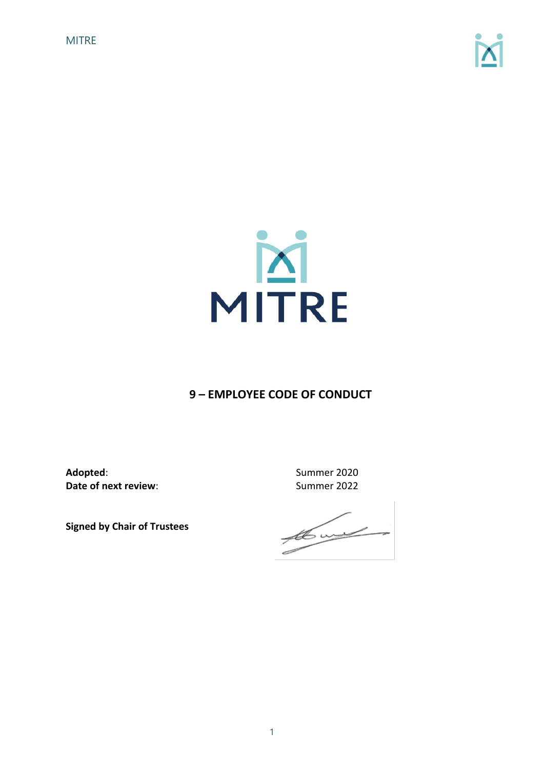MITRE

# 9 – EMPLOYEE CODE OF CONDUCT

**Adopted**: Summer 2020
**Date of next review**: Summer 2022

**Signed by Chair of Trustees**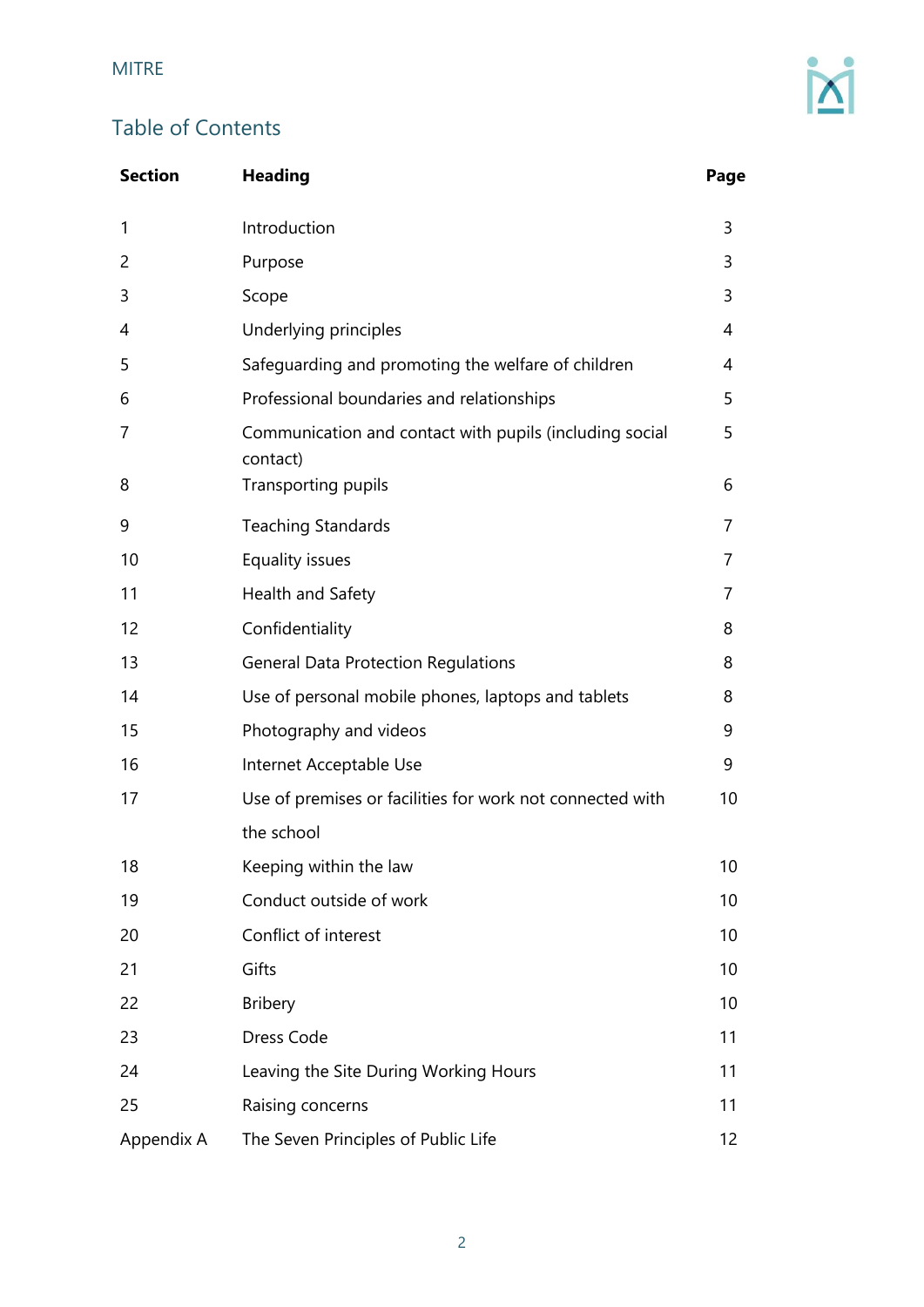## Table of Contents

| Section | Heading | Page |
|---|---|---|
| 1 | Introduction | 3 |
| 2 | Purpose | 3 |
| 3 | Scope | 3 |
| 4 | Underlying principles | 4 |
| 5 | Safeguarding and promoting the welfare of children | 4 |
| 6 | Professional boundaries and relationships | 5 |
| 7 | Communication and contact with pupils (including social contact) | 5 |
| 8 | Transporting pupils | 6 |
| 9 | Teaching Standards | 7 |
| 10 | Equality issues | 7 |
| 11 | Health and Safety | 7 |
| 12 | Confidentiality | 8 |
| 13 | General Data Protection Regulations | 8 |
| 14 | Use of personal mobile phones, laptops and tablets | 8 |
| 15 | Photography and videos | 9 |
| 16 | Internet Acceptable Use | 9 |
| 17 | Use of premises or facilities for work not connected with the school | 10 |
| 18 | Keeping within the law | 10 |
| 19 | Conduct outside of work | 10 |
| 20 | Conflict of interest | 10 |
| 21 | Gifts | 10 |
| 22 | Bribery | 10 |
| 23 | Dress Code | 11 |
| 24 | Leaving the Site During Working Hours | 11 |
| 25 | Raising concerns | 11 |
| Appendix A | The Seven Principles of Public Life | 12 |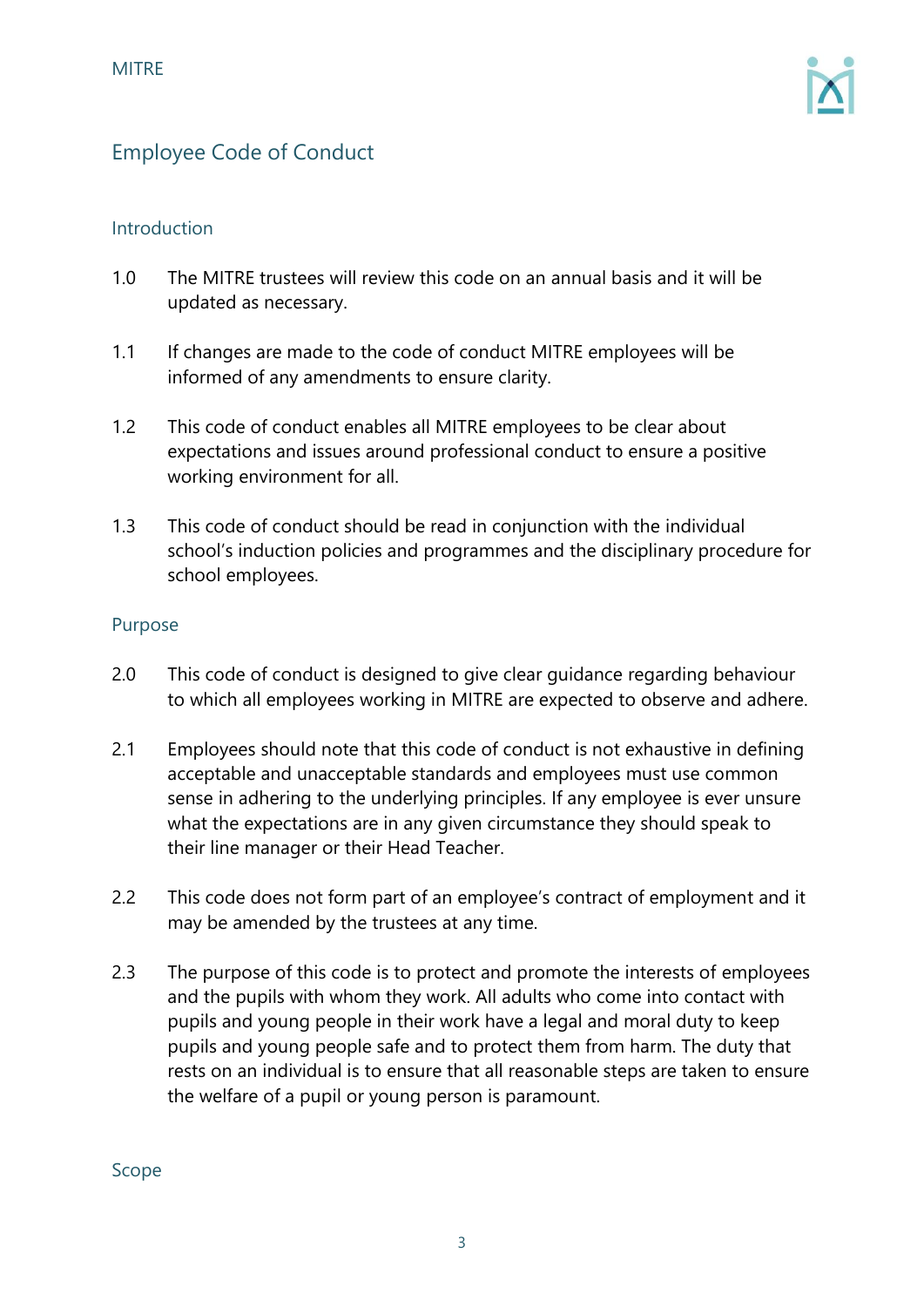# Employee Code of Conduct

## Introduction

1.0 The MITRE trustees will review this code on an annual basis and it will be updated as necessary.

1.1 If changes are made to the code of conduct MITRE employees will be informed of any amendments to ensure clarity.

1.2 This code of conduct enables all MITRE employees to be clear about expectations and issues around professional conduct to ensure a positive working environment for all.

1.3 This code of conduct should be read in conjunction with the individual school's induction policies and programmes and the disciplinary procedure for school employees.

## Purpose

2.0 This code of conduct is designed to give clear guidance regarding behaviour to which all employees working in MITRE are expected to observe and adhere.

2.1 Employees should note that this code of conduct is not exhaustive in defining acceptable and unacceptable standards and employees must use common sense in adhering to the underlying principles. If any employee is ever unsure what the expectations are in any given circumstance they should speak to their line manager or their Head Teacher.

2.2 This code does not form part of an employee's contract of employment and it may be amended by the trustees at any time.

2.3 The purpose of this code is to protect and promote the interests of employees and the pupils with whom they work. All adults who come into contact with pupils and young people in their work have a legal and moral duty to keep pupils and young people safe and to protect them from harm. The duty that rests on an individual is to ensure that all reasonable steps are taken to ensure the welfare of a pupil or young person is paramount.

## Scope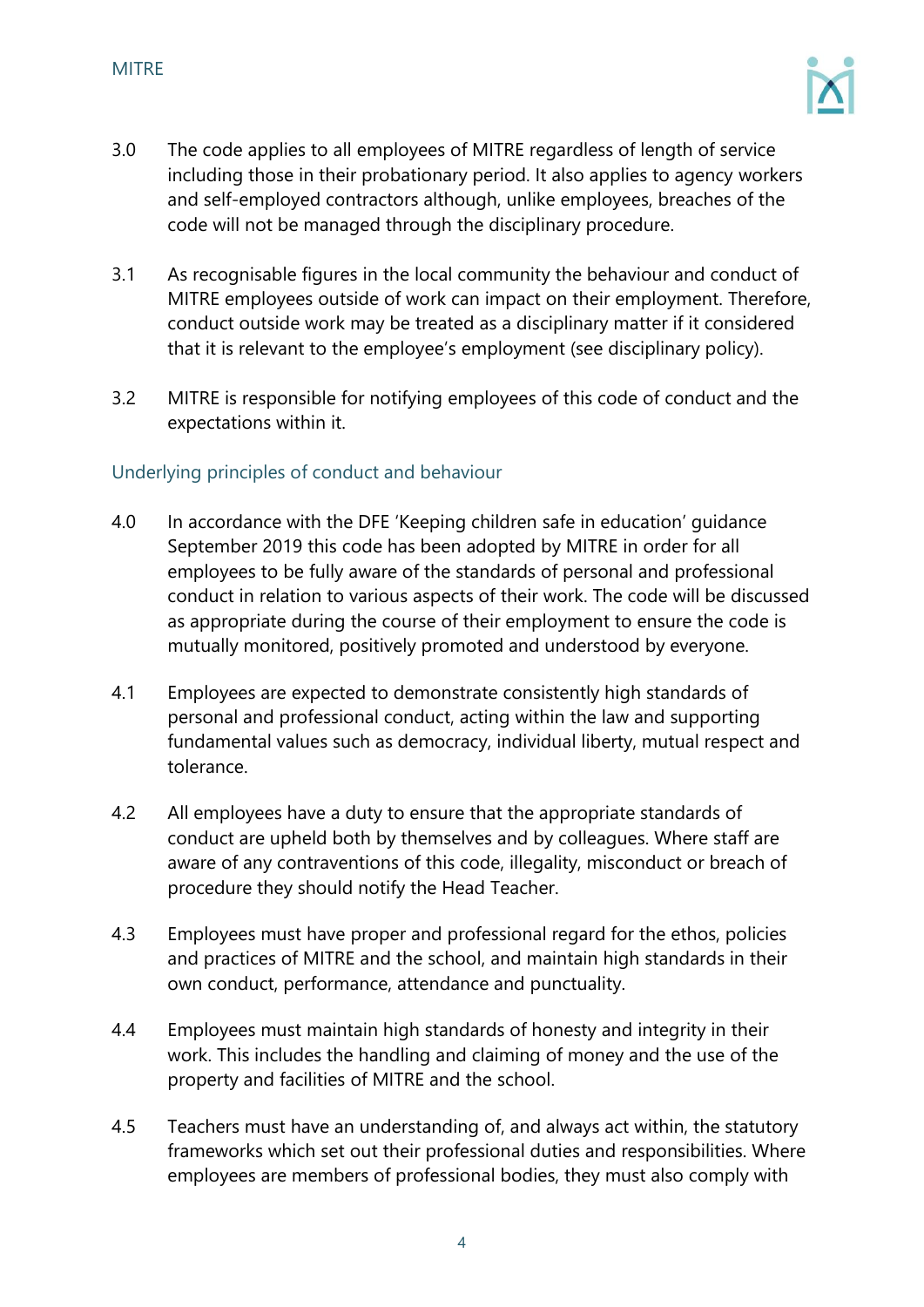3.0 The code applies to all employees of MITRE regardless of length of service including those in their probationary period. It also applies to agency workers and self-employed contractors although, unlike employees, breaches of the code will not be managed through the disciplinary procedure.

3.1 As recognisable figures in the local community the behaviour and conduct of MITRE employees outside of work can impact on their employment. Therefore, conduct outside work may be treated as a disciplinary matter if it considered that it is relevant to the employee's employment (see disciplinary policy).

3.2 MITRE is responsible for notifying employees of this code of conduct and the expectations within it.

## Underlying principles of conduct and behaviour

4.0 In accordance with the DFE 'Keeping children safe in education' guidance September 2019 this code has been adopted by MITRE in order for all employees to be fully aware of the standards of personal and professional conduct in relation to various aspects of their work. The code will be discussed as appropriate during the course of their employment to ensure the code is mutually monitored, positively promoted and understood by everyone.

4.1 Employees are expected to demonstrate consistently high standards of personal and professional conduct, acting within the law and supporting fundamental values such as democracy, individual liberty, mutual respect and tolerance.

4.2 All employees have a duty to ensure that the appropriate standards of conduct are upheld both by themselves and by colleagues. Where staff are aware of any contraventions of this code, illegality, misconduct or breach of procedure they should notify the Head Teacher.

4.3 Employees must have proper and professional regard for the ethos, policies and practices of MITRE and the school, and maintain high standards in their own conduct, performance, attendance and punctuality.

4.4 Employees must maintain high standards of honesty and integrity in their work. This includes the handling and claiming of money and the use of the property and facilities of MITRE and the school.

4.5 Teachers must have an understanding of, and always act within, the statutory frameworks which set out their professional duties and responsibilities. Where employees are members of professional bodies, they must also comply with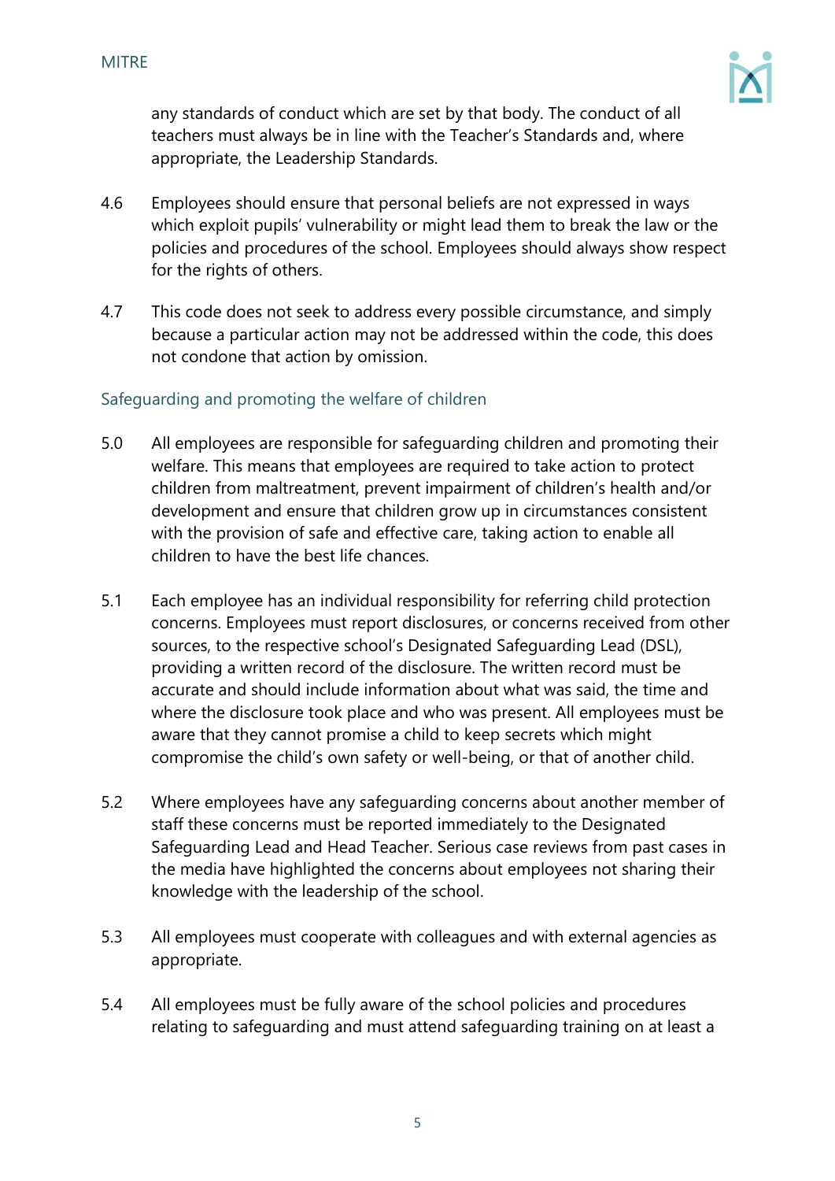any standards of conduct which are set by that body. The conduct of all teachers must always be in line with the Teacher's Standards and, where appropriate, the Leadership Standards.

4.6 Employees should ensure that personal beliefs are not expressed in ways which exploit pupils' vulnerability or might lead them to break the law or the policies and procedures of the school. Employees should always show respect for the rights of others.

4.7 This code does not seek to address every possible circumstance, and simply because a particular action may not be addressed within the code, this does not condone that action by omission.

## Safeguarding and promoting the welfare of children

5.0 All employees are responsible for safeguarding children and promoting their welfare. This means that employees are required to take action to protect children from maltreatment, prevent impairment of children's health and/or development and ensure that children grow up in circumstances consistent with the provision of safe and effective care, taking action to enable all children to have the best life chances.

5.1 Each employee has an individual responsibility for referring child protection concerns. Employees must report disclosures, or concerns received from other sources, to the respective school's Designated Safeguarding Lead (DSL), providing a written record of the disclosure. The written record must be accurate and should include information about what was said, the time and where the disclosure took place and who was present. All employees must be aware that they cannot promise a child to keep secrets which might compromise the child's own safety or well-being, or that of another child.

5.2 Where employees have any safeguarding concerns about another member of staff these concerns must be reported immediately to the Designated Safeguarding Lead and Head Teacher. Serious case reviews from past cases in the media have highlighted the concerns about employees not sharing their knowledge with the leadership of the school.

5.3 All employees must cooperate with colleagues and with external agencies as appropriate.

5.4 All employees must be fully aware of the school policies and procedures relating to safeguarding and must attend safeguarding training on at least a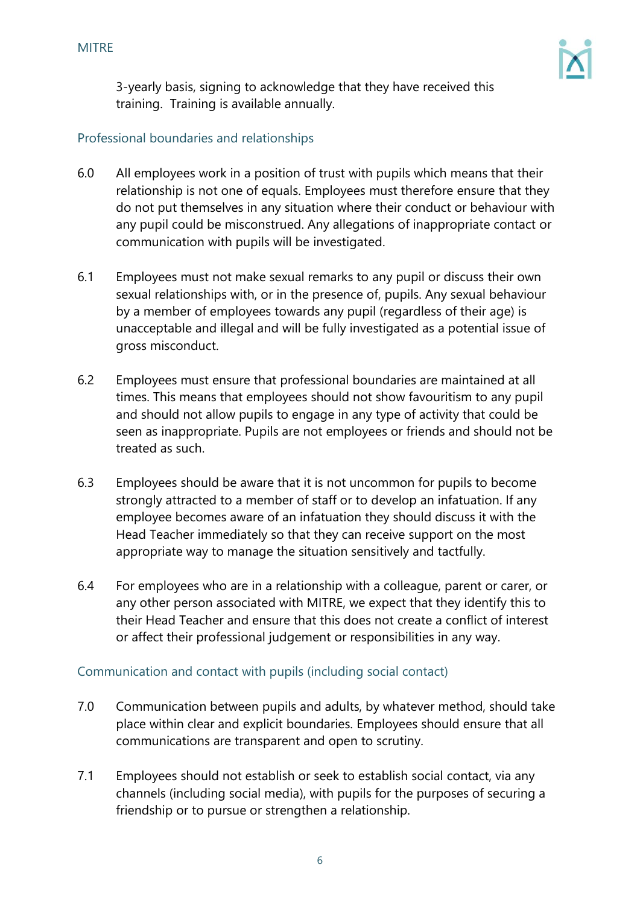3-yearly basis, signing to acknowledge that they have received this training. Training is available annually.

## Professional boundaries and relationships

6.0 All employees work in a position of trust with pupils which means that their relationship is not one of equals. Employees must therefore ensure that they do not put themselves in any situation where their conduct or behaviour with any pupil could be misconstrued. Any allegations of inappropriate contact or communication with pupils will be investigated.

6.1 Employees must not make sexual remarks to any pupil or discuss their own sexual relationships with, or in the presence of, pupils. Any sexual behaviour by a member of employees towards any pupil (regardless of their age) is unacceptable and illegal and will be fully investigated as a potential issue of gross misconduct.

6.2 Employees must ensure that professional boundaries are maintained at all times. This means that employees should not show favouritism to any pupil and should not allow pupils to engage in any type of activity that could be seen as inappropriate. Pupils are not employees or friends and should not be treated as such.

6.3 Employees should be aware that it is not uncommon for pupils to become strongly attracted to a member of staff or to develop an infatuation. If any employee becomes aware of an infatuation they should discuss it with the Head Teacher immediately so that they can receive support on the most appropriate way to manage the situation sensitively and tactfully.

6.4 For employees who are in a relationship with a colleague, parent or carer, or any other person associated with MITRE, we expect that they identify this to their Head Teacher and ensure that this does not create a conflict of interest or affect their professional judgement or responsibilities in any way.

## Communication and contact with pupils (including social contact)

7.0 Communication between pupils and adults, by whatever method, should take place within clear and explicit boundaries. Employees should ensure that all communications are transparent and open to scrutiny.

7.1 Employees should not establish or seek to establish social contact, via any channels (including social media), with pupils for the purposes of securing a friendship or to pursue or strengthen a relationship.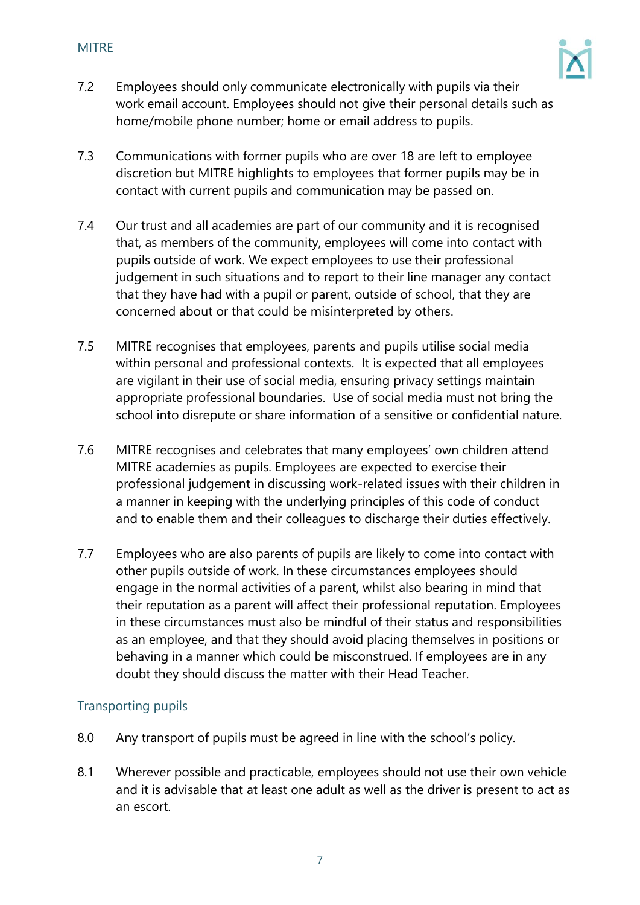7.2 Employees should only communicate electronically with pupils via their work email account. Employees should not give their personal details such as home/mobile phone number; home or email address to pupils.

7.3 Communications with former pupils who are over 18 are left to employee discretion but MITRE highlights to employees that former pupils may be in contact with current pupils and communication may be passed on.

7.4 Our trust and all academies are part of our community and it is recognised that, as members of the community, employees will come into contact with pupils outside of work. We expect employees to use their professional judgement in such situations and to report to their line manager any contact that they have had with a pupil or parent, outside of school, that they are concerned about or that could be misinterpreted by others.

7.5 MITRE recognises that employees, parents and pupils utilise social media within personal and professional contexts. It is expected that all employees are vigilant in their use of social media, ensuring privacy settings maintain appropriate professional boundaries. Use of social media must not bring the school into disrepute or share information of a sensitive or confidential nature.

7.6 MITRE recognises and celebrates that many employees' own children attend MITRE academies as pupils. Employees are expected to exercise their professional judgement in discussing work-related issues with their children in a manner in keeping with the underlying principles of this code of conduct and to enable them and their colleagues to discharge their duties effectively.

7.7 Employees who are also parents of pupils are likely to come into contact with other pupils outside of work. In these circumstances employees should engage in the normal activities of a parent, whilst also bearing in mind that their reputation as a parent will affect their professional reputation. Employees in these circumstances must also be mindful of their status and responsibilities as an employee, and that they should avoid placing themselves in positions or behaving in a manner which could be misconstrued. If employees are in any doubt they should discuss the matter with their Head Teacher.

## Transporting pupils

8.0 Any transport of pupils must be agreed in line with the school's policy.

8.1 Wherever possible and practicable, employees should not use their own vehicle and it is advisable that at least one adult as well as the driver is present to act as an escort.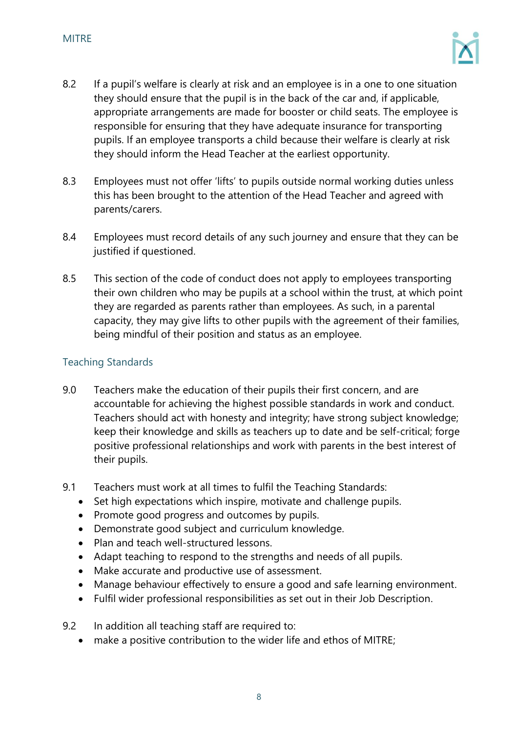8.2 If a pupil's welfare is clearly at risk and an employee is in a one to one situation they should ensure that the pupil is in the back of the car and, if applicable, appropriate arrangements are made for booster or child seats. The employee is responsible for ensuring that they have adequate insurance for transporting pupils. If an employee transports a child because their welfare is clearly at risk they should inform the Head Teacher at the earliest opportunity.

8.3 Employees must not offer 'lifts' to pupils outside normal working duties unless this has been brought to the attention of the Head Teacher and agreed with parents/carers.

8.4 Employees must record details of any such journey and ensure that they can be justified if questioned.

8.5 This section of the code of conduct does not apply to employees transporting their own children who may be pupils at a school within the trust, at which point they are regarded as parents rather than employees. As such, in a parental capacity, they may give lifts to other pupils with the agreement of their families, being mindful of their position and status as an employee.

## Teaching Standards

9.0 Teachers make the education of their pupils their first concern, and are accountable for achieving the highest possible standards in work and conduct. Teachers should act with honesty and integrity; have strong subject knowledge; keep their knowledge and skills as teachers up to date and be self-critical; forge positive professional relationships and work with parents in the best interest of their pupils.

9.1 Teachers must work at all times to fulfil the Teaching Standards:

- Set high expectations which inspire, motivate and challenge pupils.
- Promote good progress and outcomes by pupils.
- Demonstrate good subject and curriculum knowledge.
- Plan and teach well-structured lessons.
- Adapt teaching to respond to the strengths and needs of all pupils.
- Make accurate and productive use of assessment.
- Manage behaviour effectively to ensure a good and safe learning environment.
- Fulfil wider professional responsibilities as set out in their Job Description.

9.2 In addition all teaching staff are required to:

- make a positive contribution to the wider life and ethos of MITRE;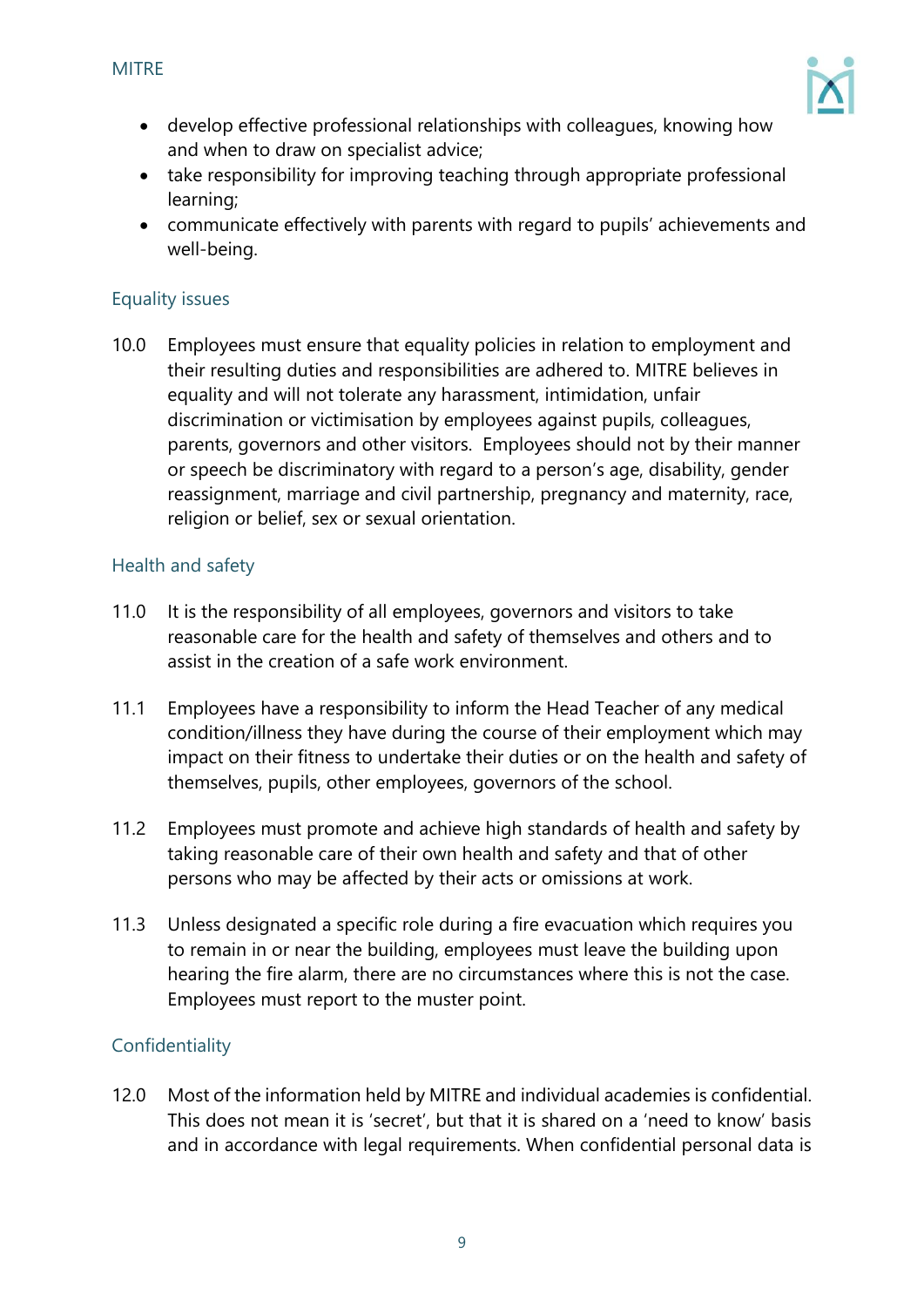- develop effective professional relationships with colleagues, knowing how and when to draw on specialist advice;
- take responsibility for improving teaching through appropriate professional learning;
- communicate effectively with parents with regard to pupils' achievements and well-being.

## Equality issues

10.0 Employees must ensure that equality policies in relation to employment and their resulting duties and responsibilities are adhered to. MITRE believes in equality and will not tolerate any harassment, intimidation, unfair discrimination or victimisation by employees against pupils, colleagues, parents, governors and other visitors. Employees should not by their manner or speech be discriminatory with regard to a person's age, disability, gender reassignment, marriage and civil partnership, pregnancy and maternity, race, religion or belief, sex or sexual orientation.

## Health and safety

11.0 It is the responsibility of all employees, governors and visitors to take reasonable care for the health and safety of themselves and others and to assist in the creation of a safe work environment.

11.1 Employees have a responsibility to inform the Head Teacher of any medical condition/illness they have during the course of their employment which may impact on their fitness to undertake their duties or on the health and safety of themselves, pupils, other employees, governors of the school.

11.2 Employees must promote and achieve high standards of health and safety by taking reasonable care of their own health and safety and that of other persons who may be affected by their acts or omissions at work.

11.3 Unless designated a specific role during a fire evacuation which requires you to remain in or near the building, employees must leave the building upon hearing the fire alarm, there are no circumstances where this is not the case. Employees must report to the muster point.

## Confidentiality

12.0 Most of the information held by MITRE and individual academies is confidential. This does not mean it is 'secret', but that it is shared on a 'need to know' basis and in accordance with legal requirements. When confidential personal data is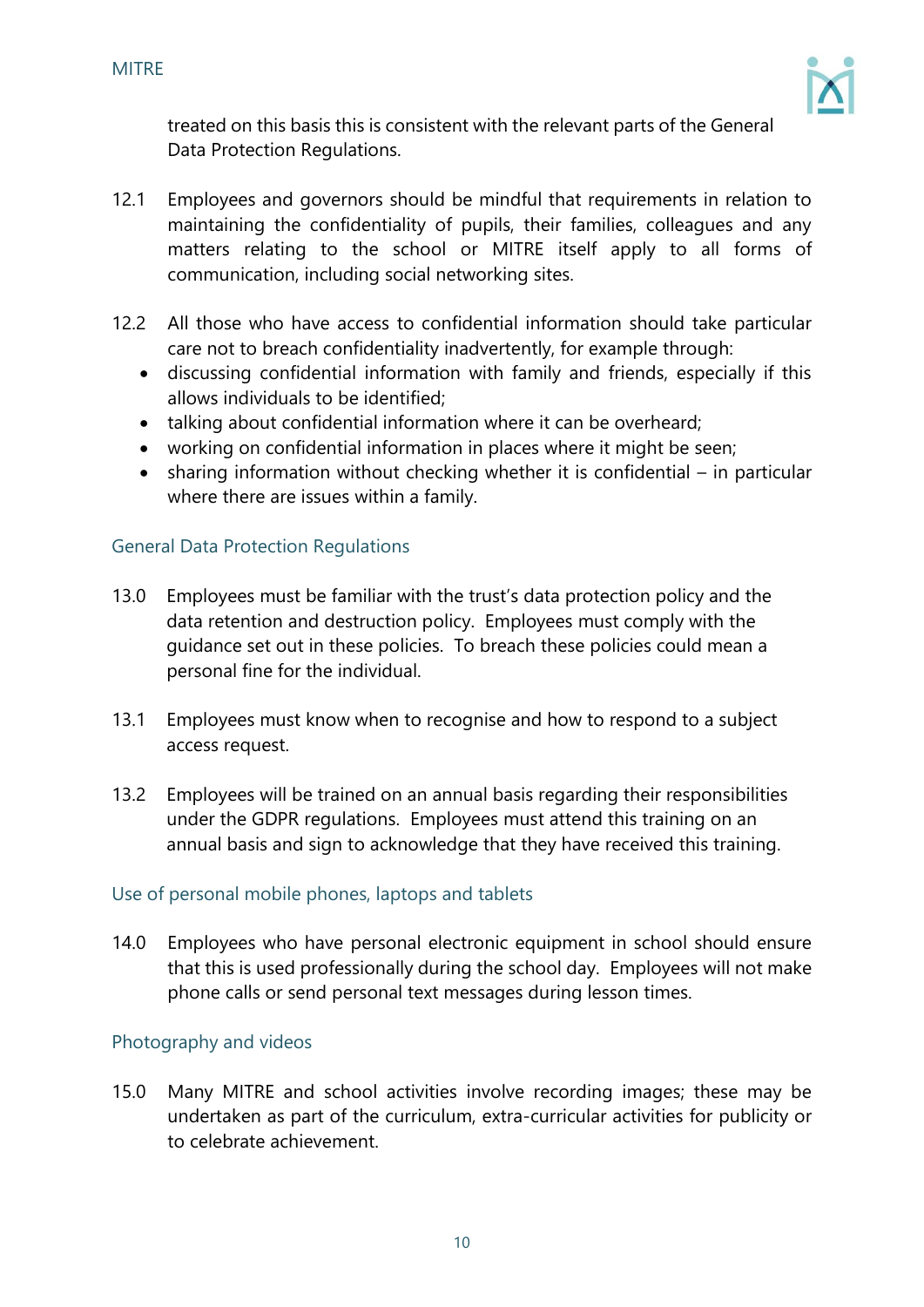treated on this basis this is consistent with the relevant parts of the General Data Protection Regulations.

12.1 Employees and governors should be mindful that requirements in relation to maintaining the confidentiality of pupils, their families, colleagues and any matters relating to the school or MITRE itself apply to all forms of communication, including social networking sites.

12.2 All those who have access to confidential information should take particular care not to breach confidentiality inadvertently, for example through:

- discussing confidential information with family and friends, especially if this allows individuals to be identified;
- talking about confidential information where it can be overheard;
- working on confidential information in places where it might be seen;
- sharing information without checking whether it is confidential – in particular where there are issues within a family.

## General Data Protection Regulations

13.0 Employees must be familiar with the trust's data protection policy and the data retention and destruction policy. Employees must comply with the guidance set out in these policies. To breach these policies could mean a personal fine for the individual.

13.1 Employees must know when to recognise and how to respond to a subject access request.

13.2 Employees will be trained on an annual basis regarding their responsibilities under the GDPR regulations. Employees must attend this training on an annual basis and sign to acknowledge that they have received this training.

## Use of personal mobile phones, laptops and tablets

14.0 Employees who have personal electronic equipment in school should ensure that this is used professionally during the school day. Employees will not make phone calls or send personal text messages during lesson times.

## Photography and videos

15.0 Many MITRE and school activities involve recording images; these may be undertaken as part of the curriculum, extra-curricular activities for publicity or to celebrate achievement.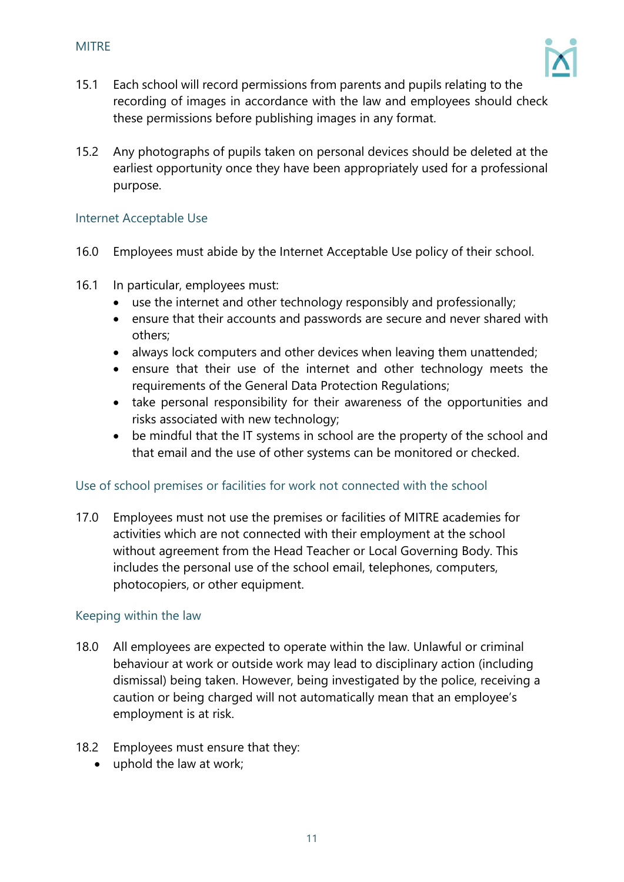15.1 Each school will record permissions from parents and pupils relating to the recording of images in accordance with the law and employees should check these permissions before publishing images in any format.

15.2 Any photographs of pupils taken on personal devices should be deleted at the earliest opportunity once they have been appropriately used for a professional purpose.

## Internet Acceptable Use

16.0 Employees must abide by the Internet Acceptable Use policy of their school.

16.1 In particular, employees must:

- use the internet and other technology responsibly and professionally;
- ensure that their accounts and passwords are secure and never shared with others;
- always lock computers and other devices when leaving them unattended;
- ensure that their use of the internet and other technology meets the requirements of the General Data Protection Regulations;
- take personal responsibility for their awareness of the opportunities and risks associated with new technology;
- be mindful that the IT systems in school are the property of the school and that email and the use of other systems can be monitored or checked.

## Use of school premises or facilities for work not connected with the school

17.0 Employees must not use the premises or facilities of MITRE academies for activities which are not connected with their employment at the school without agreement from the Head Teacher or Local Governing Body. This includes the personal use of the school email, telephones, computers, photocopiers, or other equipment.

## Keeping within the law

18.0 All employees are expected to operate within the law. Unlawful or criminal behaviour at work or outside work may lead to disciplinary action (including dismissal) being taken. However, being investigated by the police, receiving a caution or being charged will not automatically mean that an employee's employment is at risk.

18.2 Employees must ensure that they:

- uphold the law at work;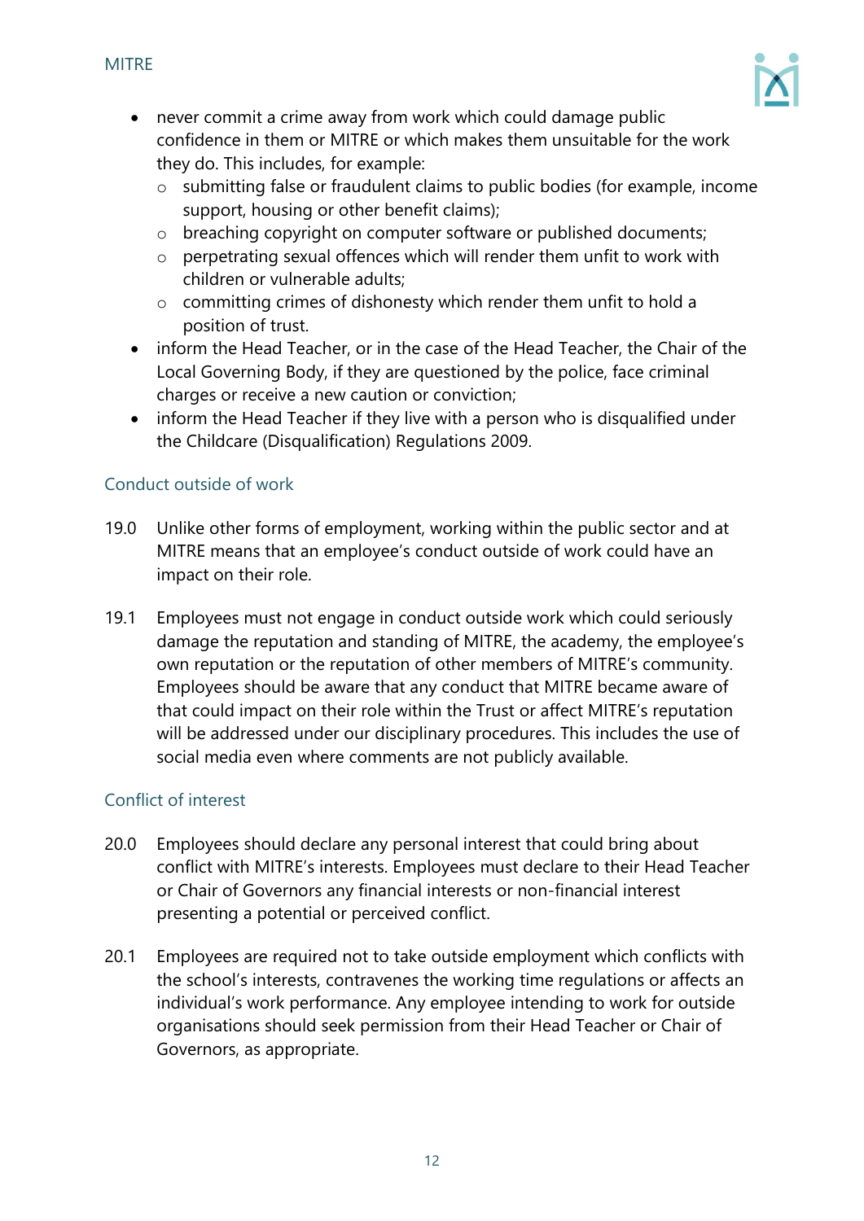- never commit a crime away from work which could damage public confidence in them or MITRE or which makes them unsuitable for the work they do. This includes, for example:
  - submitting false or fraudulent claims to public bodies (for example, income support, housing or other benefit claims);
  - breaching copyright on computer software or published documents;
  - perpetrating sexual offences which will render them unfit to work with children or vulnerable adults;
  - committing crimes of dishonesty which render them unfit to hold a position of trust.
- inform the Head Teacher, or in the case of the Head Teacher, the Chair of the Local Governing Body, if they are questioned by the police, face criminal charges or receive a new caution or conviction;
- inform the Head Teacher if they live with a person who is disqualified under the Childcare (Disqualification) Regulations 2009.

## Conduct outside of work

19.0 Unlike other forms of employment, working within the public sector and at MITRE means that an employee's conduct outside of work could have an impact on their role.

19.1 Employees must not engage in conduct outside work which could seriously damage the reputation and standing of MITRE, the academy, the employee's own reputation or the reputation of other members of MITRE's community. Employees should be aware that any conduct that MITRE became aware of that could impact on their role within the Trust or affect MITRE's reputation will be addressed under our disciplinary procedures. This includes the use of social media even where comments are not publicly available.

## Conflict of interest

20.0 Employees should declare any personal interest that could bring about conflict with MITRE's interests. Employees must declare to their Head Teacher or Chair of Governors any financial interests or non-financial interest presenting a potential or perceived conflict.

20.1 Employees are required not to take outside employment which conflicts with the school's interests, contravenes the working time regulations or affects an individual's work performance. Any employee intending to work for outside organisations should seek permission from their Head Teacher or Chair of Governors, as appropriate.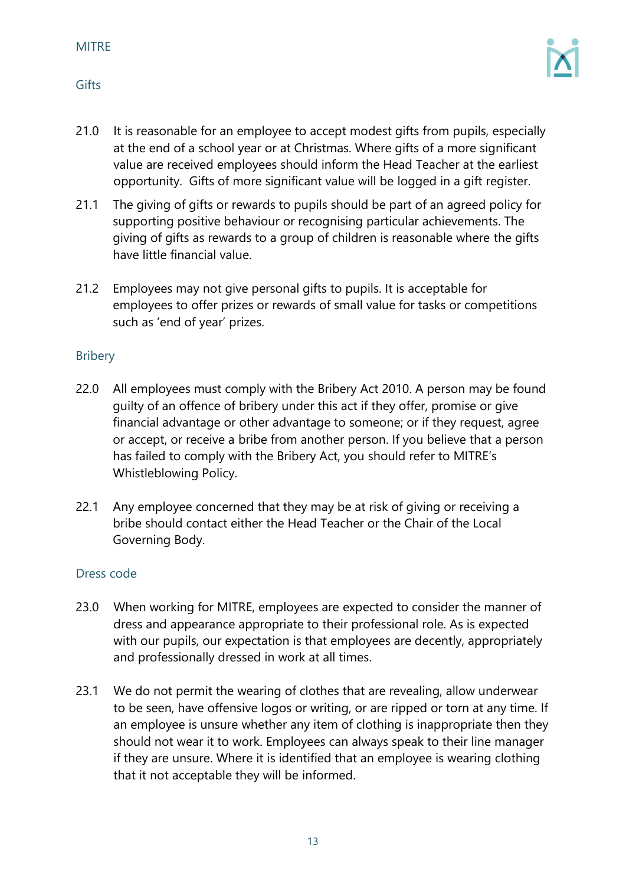## Gifts

21.0 It is reasonable for an employee to accept modest gifts from pupils, especially at the end of a school year or at Christmas. Where gifts of a more significant value are received employees should inform the Head Teacher at the earliest opportunity. Gifts of more significant value will be logged in a gift register.

21.1 The giving of gifts or rewards to pupils should be part of an agreed policy for supporting positive behaviour or recognising particular achievements. The giving of gifts as rewards to a group of children is reasonable where the gifts have little financial value.

21.2 Employees may not give personal gifts to pupils. It is acceptable for employees to offer prizes or rewards of small value for tasks or competitions such as 'end of year' prizes.

## Bribery

22.0 All employees must comply with the Bribery Act 2010. A person may be found guilty of an offence of bribery under this act if they offer, promise or give financial advantage or other advantage to someone; or if they request, agree or accept, or receive a bribe from another person. If you believe that a person has failed to comply with the Bribery Act, you should refer to MITRE's Whistleblowing Policy.

22.1 Any employee concerned that they may be at risk of giving or receiving a bribe should contact either the Head Teacher or the Chair of the Local Governing Body.

## Dress code

23.0 When working for MITRE, employees are expected to consider the manner of dress and appearance appropriate to their professional role. As is expected with our pupils, our expectation is that employees are decently, appropriately and professionally dressed in work at all times.

23.1 We do not permit the wearing of clothes that are revealing, allow underwear to be seen, have offensive logos or writing, or are ripped or torn at any time. If an employee is unsure whether any item of clothing is inappropriate then they should not wear it to work. Employees can always speak to their line manager if they are unsure. Where it is identified that an employee is wearing clothing that it not acceptable they will be informed.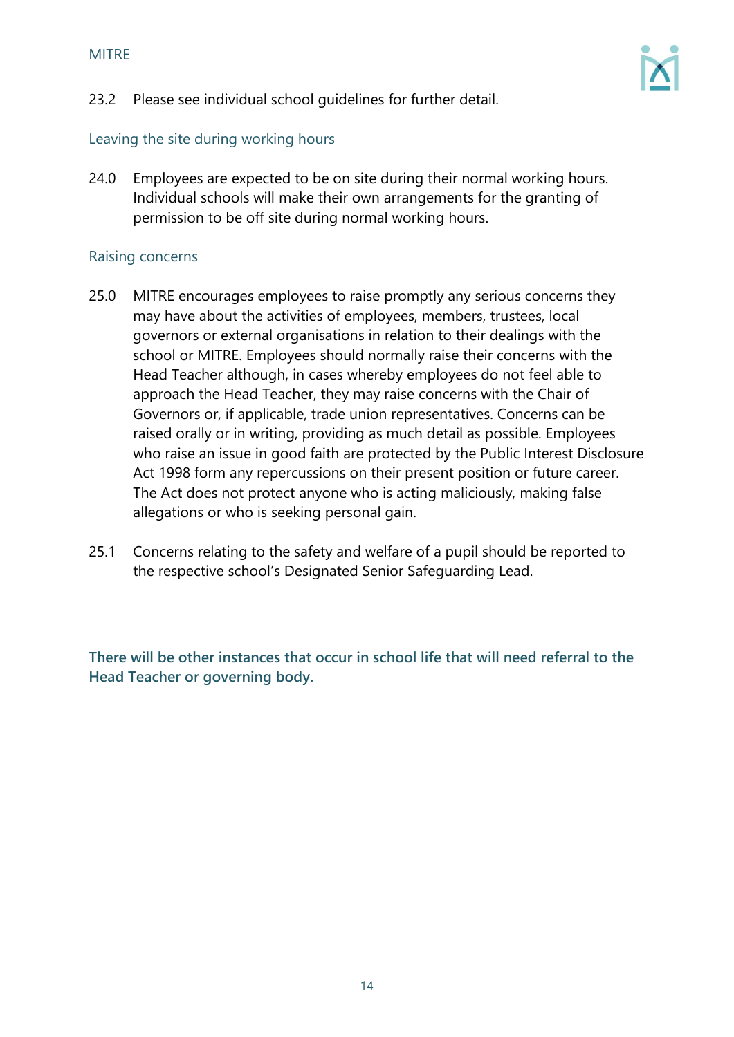23.2 Please see individual school guidelines for further detail.

## Leaving the site during working hours

24.0 Employees are expected to be on site during their normal working hours. Individual schools will make their own arrangements for the granting of permission to be off site during normal working hours.

## Raising concerns

25.0 MITRE encourages employees to raise promptly any serious concerns they may have about the activities of employees, members, trustees, local governors or external organisations in relation to their dealings with the school or MITRE. Employees should normally raise their concerns with the Head Teacher although, in cases whereby employees do not feel able to approach the Head Teacher, they may raise concerns with the Chair of Governors or, if applicable, trade union representatives. Concerns can be raised orally or in writing, providing as much detail as possible. Employees who raise an issue in good faith are protected by the Public Interest Disclosure Act 1998 form any repercussions on their present position or future career. The Act does not protect anyone who is acting maliciously, making false allegations or who is seeking personal gain.

25.1 Concerns relating to the safety and welfare of a pupil should be reported to the respective school's Designated Senior Safeguarding Lead.

**There will be other instances that occur in school life that will need referral to the Head Teacher or governing body.**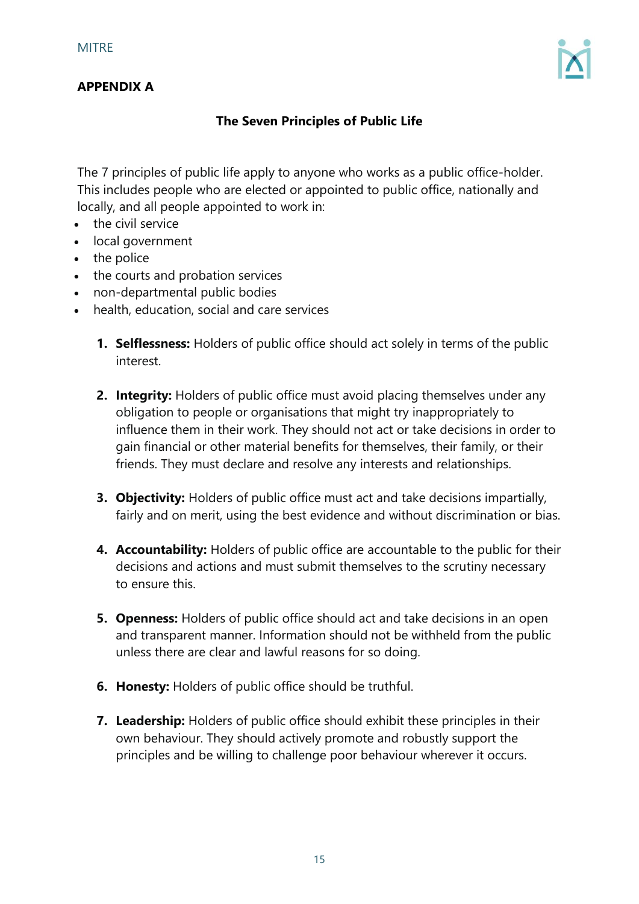**APPENDIX A**

## The Seven Principles of Public Life

The 7 principles of public life apply to anyone who works as a public office-holder. This includes people who are elected or appointed to public office, nationally and locally, and all people appointed to work in:

- the civil service
- local government
- the police
- the courts and probation services
- non-departmental public bodies
- health, education, social and care services

1. **Selflessness:** Holders of public office should act solely in terms of the public interest.

2. **Integrity:** Holders of public office must avoid placing themselves under any obligation to people or organisations that might try inappropriately to influence them in their work. They should not act or take decisions in order to gain financial or other material benefits for themselves, their family, or their friends. They must declare and resolve any interests and relationships.

3. **Objectivity:** Holders of public office must act and take decisions impartially, fairly and on merit, using the best evidence and without discrimination or bias.

4. **Accountability:** Holders of public office are accountable to the public for their decisions and actions and must submit themselves to the scrutiny necessary to ensure this.

5. **Openness:** Holders of public office should act and take decisions in an open and transparent manner. Information should not be withheld from the public unless there are clear and lawful reasons for so doing.

6. **Honesty:** Holders of public office should be truthful.

7. **Leadership:** Holders of public office should exhibit these principles in their own behaviour. They should actively promote and robustly support the principles and be willing to challenge poor behaviour wherever it occurs.